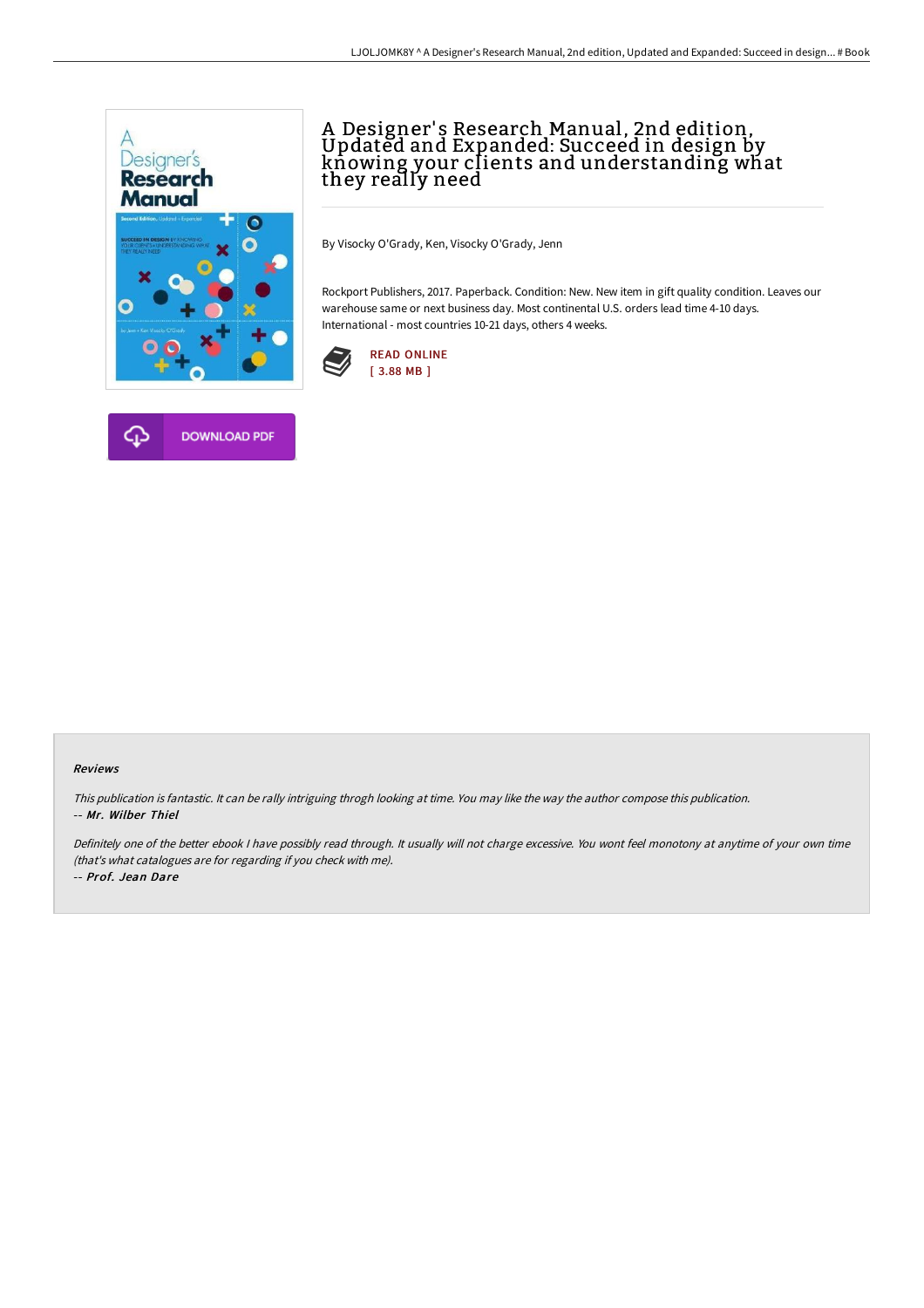# A Designer's Research Manual, 2nd edition, Updated and Expanded: Succeed in design by knowing your clients and understanding what they really need

By Visocky O'Grady, Ken, Visocky O'Grady, Jenn

Rockport Publishers, 2017. Paperback. Condition: New. New item in gift quality condition. Leaves our warehouse same or next business day. Most continental U.S. orders lead time 4-10 days. International - most countries 10-21 days, others 4 weeks.

READ ONLINE
[ 3.88 MB ]

DOWNLOAD PDF

### Reviews

*This publication is fantastic. It can be rally intriguing throgh looking at time. You may like the way the author compose this publication.*
*-- Mr. Wilber Thiel*

*Definitely one of the better ebook I have possibly read through. It usually will not charge excessive. You wont feel monotony at anytime of your own time (that's what catalogues are for regarding if you check with me).*
*-- Prof. Jean Dare*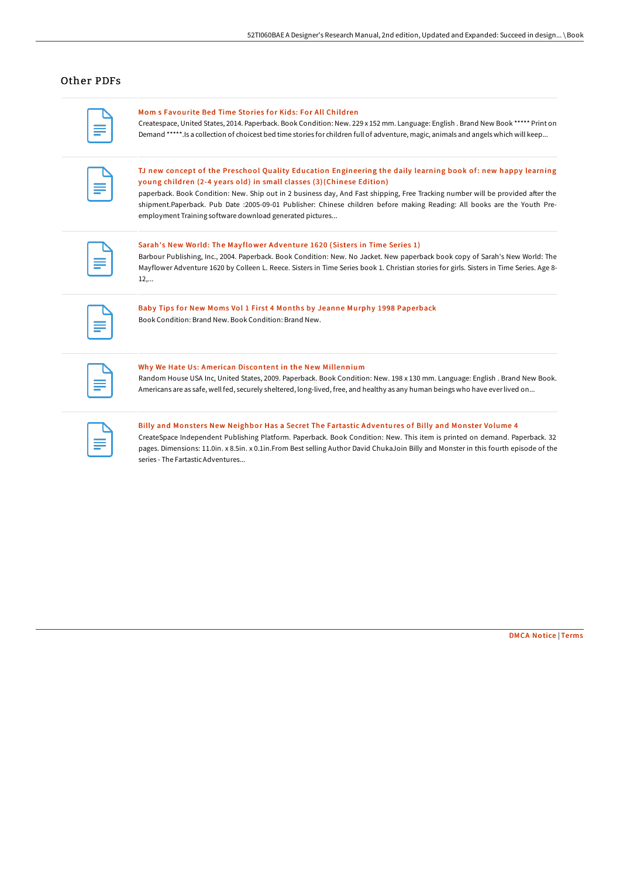## Other PDFs

### Mom s Favourite Bed Time Stories for Kids: For All Children

Createspace, United States, 2014. Paperback. Book Condition: New. 229 x 152 mm. Language: English . Brand New Book ***** Print on Demand *****.Is a collection of choicest bed time stories for children full of adventure, magic, animals and angels which will keep...

### TJ new concept of the Preschool Quality Education Engineering the daily learning book of: new happy learning young children (2-4 years old) in small classes (3)(Chinese Edition)

paperback. Book Condition: New. Ship out in 2 business day, And Fast shipping, Free Tracking number will be provided after the shipment.Paperback. Pub Date :2005-09-01 Publisher: Chinese children before making Reading: All books are the Youth Pre-employment Training software download generated pictures...

### Sarah's New World: The Mayflower Adventure 1620 (Sisters in Time Series 1)

Barbour Publishing, Inc., 2004. Paperback. Book Condition: New. No Jacket. New paperback book copy of Sarah's New World: The Mayflower Adventure 1620 by Colleen L. Reece. Sisters in Time Series book 1. Christian stories for girls. Sisters in Time Series. Age 8-12,...

### Baby Tips for New Moms Vol 1 First 4 Months by Jeanne Murphy 1998 Paperback

Book Condition: Brand New. Book Condition: Brand New.

### Why We Hate Us: American Discontent in the New Millennium

Random House USA Inc, United States, 2009. Paperback. Book Condition: New. 198 x 130 mm. Language: English . Brand New Book. Americans are as safe, well fed, securely sheltered, long-lived, free, and healthy as any human beings who have ever lived on...

### Billy and Monsters New Neighbor Has a Secret The Fartastic Adventures of Billy and Monster Volume 4

CreateSpace Independent Publishing Platform. Paperback. Book Condition: New. This item is printed on demand. Paperback. 32 pages. Dimensions: 11.0in. x 8.5in. x 0.1in.From Best selling Author David ChukaJoin Billy and Monster in this fourth episode of the series - The Fartastic Adventures...

DMCA Notice | Terms